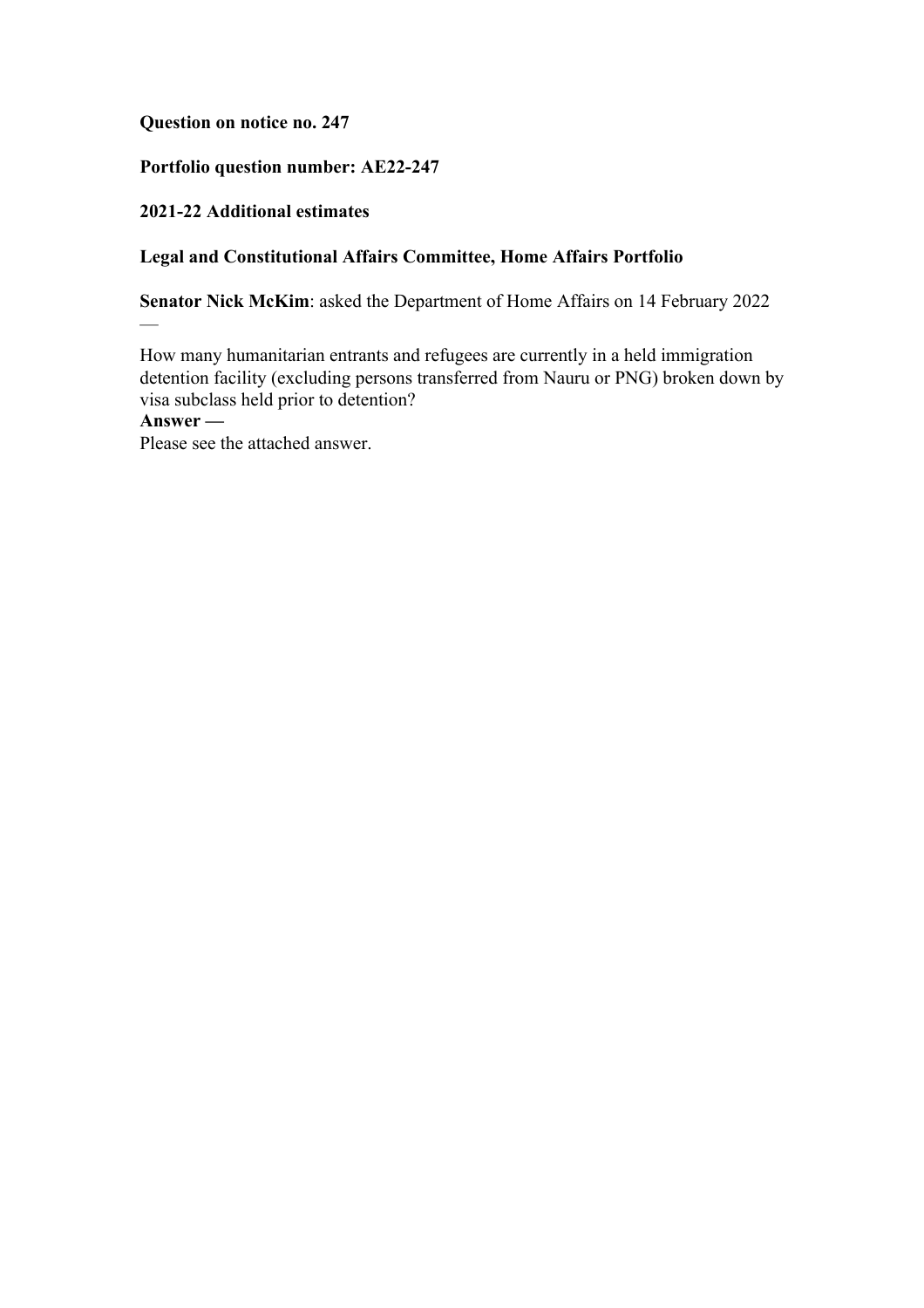**Question on notice no. 247**

**Portfolio question number: AE22-247**

**2021-22 Additional estimates**

**Legal and Constitutional Affairs Committee, Home Affairs Portfolio**

**Senator Nick McKim**: asked the Department of Home Affairs on 14 February 2022 —

How many humanitarian entrants and refugees are currently in a held immigration detention facility (excluding persons transferred from Nauru or PNG) broken down by visa subclass held prior to detention?

**Answer —**

Please see the attached answer.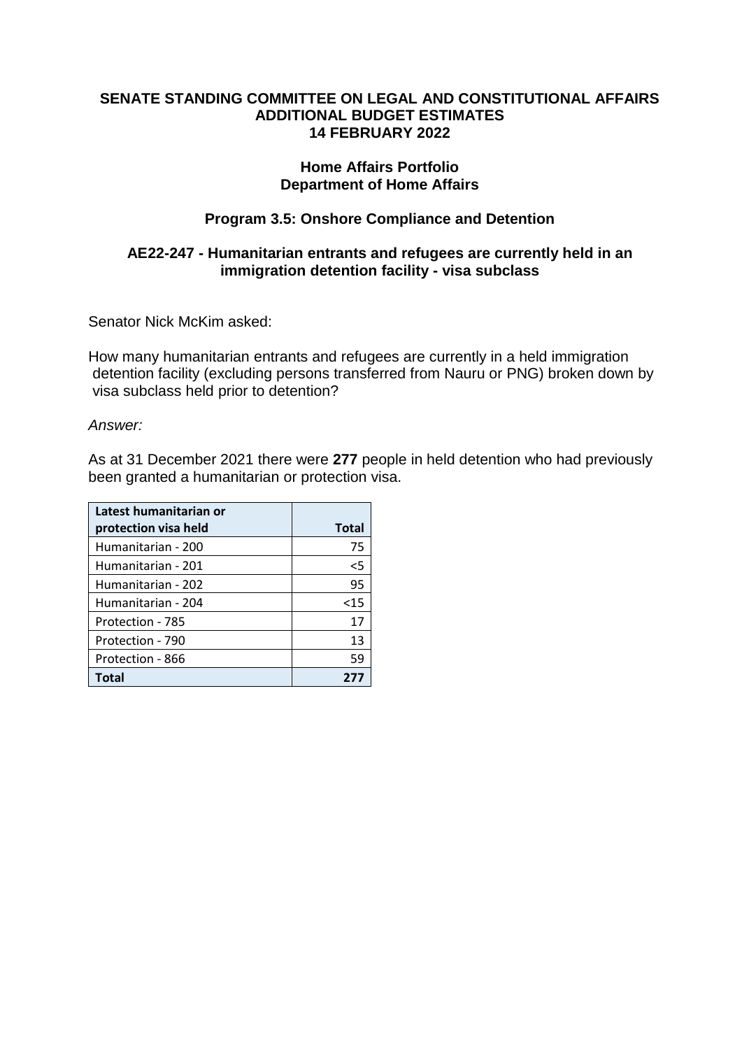**SENATE STANDING COMMITTEE ON LEGAL AND CONSTITUTIONAL AFFAIRS**
**ADDITIONAL BUDGET ESTIMATES**
**14 FEBRUARY 2022**

**Home Affairs Portfolio**
**Department of Home Affairs**

**Program 3.5: Onshore Compliance and Detention**

**AE22-247 - Humanitarian entrants and refugees are currently held in an immigration detention facility - visa subclass**

Senator Nick McKim asked:

How many humanitarian entrants and refugees are currently in a held immigration detention facility (excluding persons transferred from Nauru or PNG) broken down by visa subclass held prior to detention?

*Answer:*

As at 31 December 2021 there were **277** people in held detention who had previously been granted a humanitarian or protection visa.

| Latest humanitarian or protection visa held | Total |
|---|---|
| Humanitarian - 200 | 75 |
| Humanitarian - 201 | <5 |
| Humanitarian - 202 | 95 |
| Humanitarian - 204 | <15 |
| Protection - 785 | 17 |
| Protection - 790 | 13 |
| Protection - 866 | 59 |
| **Total** | **277** |